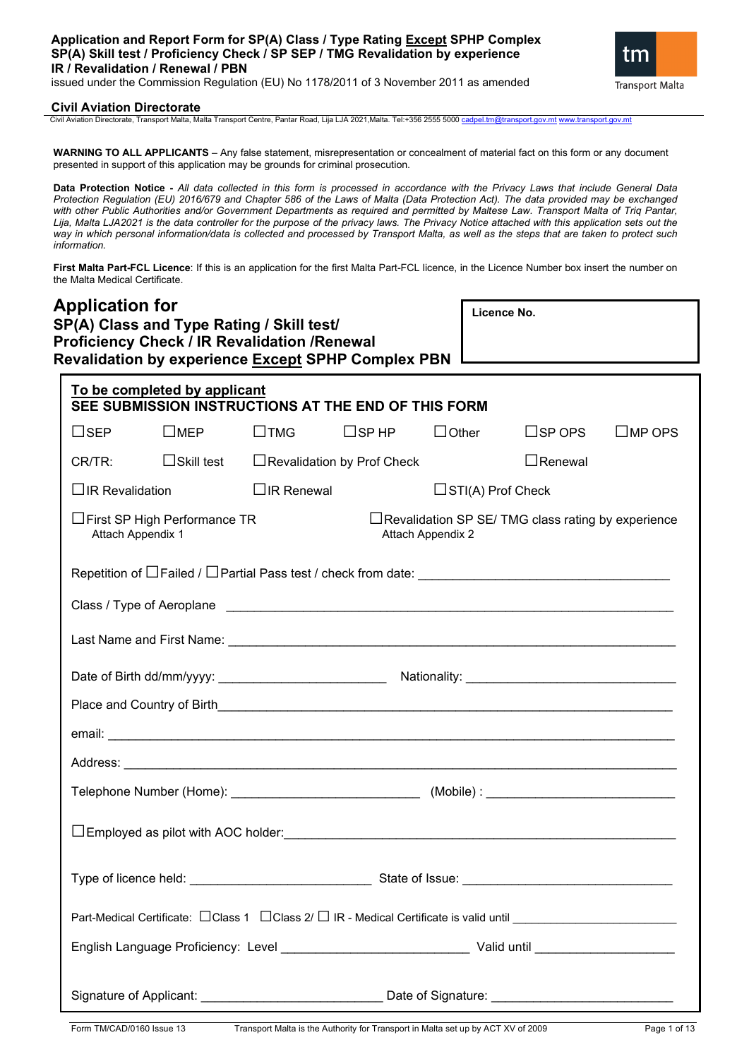**Application and Report Form for SP(A) Class / Type Rating Except SPHP Complex SP(A) Skill test / Proficiency Check / SP SEP / TMG Revalidation by experience IR / Revalidation / Renewal / PBN**

issued under the Commission Regulation (EU) No 1178/2011 of 3 November 2011 as amended

**Civil Aviation Directorate**

Civil Aviation Directorate, Transport Malta, Malta Transport Centre, Pantar Road, Lija LJA 2021,Malta. Tel:+356 2555 5000 cadpel.tm@transport.gov.mt www.transport.gov.mt

**WARNING TO ALL APPLICANTS** – Any false statement, misrepresentation or concealment of material fact on this form or any document presented in support of this application may be grounds for criminal prosecution.

**Data Protection Notice -** *All data collected in this form is processed in accordance with the Privacy Laws that include General Data Protection Regulation (EU) 2016/679 and Chapter 586 of the Laws of Malta (Data Protection Act). The data provided may be exchanged with other Public Authorities and/or Government Departments as required and permitted by Maltese Law. Transport Malta of Triq Pantar, Lija, Malta LJA2021 is the data controller for the purpose of the privacy laws. The Privacy Notice attached with this application sets out the way in which personal information/data is collected and processed by Transport Malta, as well as the steps that are taken to protect such information.*

**First Malta Part-FCL Licence**: If this is an application for the first Malta Part-FCL licence, in the Licence Number box insert the number on the Malta Medical Certificate.

## Application for
### SP(A) Class and Type Rating / Skill test/ Proficiency Check / IR Revalidation /Renewal Revalidation by experience Except SPHP Complex PBN

**Licence No.**

**To be completed by applicant**
**SEE SUBMISSION INSTRUCTIONS AT THE END OF THIS FORM**

☐SEP ☐MEP ☐TMG ☐SP HP ☐Other ☐SP OPS ☐MP OPS

CR/TR: ☐Skill test ☐Revalidation by Prof Check ☐Renewal

☐IR Revalidation ☐IR Renewal ☐STI(A) Prof Check

☐First SP High Performance TR
Attach Appendix 1

☐Revalidation SP SE/ TMG class rating by experience
Attach Appendix 2

Repetition of ☐Failed / ☐Partial Pass test / check from date: ___________________

Class / Type of Aeroplane ___________________

Last Name and First Name: ___________________

Date of Birth dd/mm/yyyy: ___________________ Nationality: ___________________

Place and Country of Birth___________________

email: ___________________

Address: ___________________

Telephone Number (Home): ___________________ (Mobile) : ___________________

☐Employed as pilot with AOC holder:___________________

Type of licence held: ___________________ State of Issue: ___________________

Part-Medical Certificate: ☐Class 1 ☐Class 2/ ☐ IR - Medical Certificate is valid until ___________________

English Language Proficiency: Level ___________________ Valid until ___________________

Signature of Applicant: ___________________ Date of Signature: ___________________

Form TM/CAD/0160 Issue 13 Transport Malta is the Authority for Transport in Malta set up by ACT XV of 2009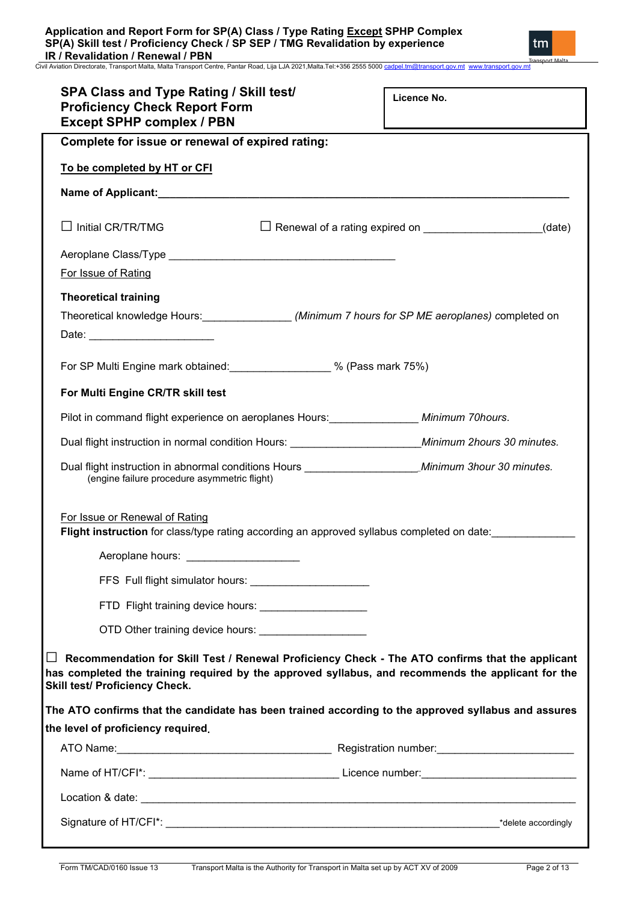## SPA Class and Type Rating / Skill test/ Proficiency Check Report Form Except SPHP complex / PBN

**Licence No.**

**Complete for issue or renewal of expired rating:**

**To be completed by HT or CFI**

**Name of Applicant:**\_\_\_\_\_\_\_\_\_\_\_\_\_\_\_\_\_\_\_\_\_\_\_\_\_\_\_\_\_\_\_\_\_\_\_\_\_\_\_\_\_\_\_\_\_\_\_\_\_\_\_\_

☐ Initial CR/TR/TMG ☐ Renewal of a rating expired on \_\_\_\_\_\_\_\_\_\_\_\_\_\_\_\_\_\_\_(date)

Aeroplane Class/Type \_\_\_\_\_\_\_\_\_\_\_\_\_\_\_\_\_\_\_\_\_\_\_\_\_\_\_\_\_\_\_\_\_\_\_\_\_\_\_\_

For Issue of Rating

**Theoretical training**

Theoretical knowledge Hours:\_\_\_\_\_\_\_\_\_\_\_\_\_\_\_ *(Minimum 7 hours for SP ME aeroplanes)* completed on

Date: \_\_\_\_\_\_\_\_\_\_\_\_\_\_\_\_\_\_\_\_\_

For SP Multi Engine mark obtained:\_\_\_\_\_\_\_\_\_\_\_\_\_\_\_\_\_ % (Pass mark 75%)

**For Multi Engine CR/TR skill test**

Pilot in command flight experience on aeroplanes Hours:\_\_\_\_\_\_\_\_\_\_\_\_\_\_\_ *Minimum 70hours.*

Dual flight instruction in normal condition Hours: \_\_\_\_\_\_\_\_\_\_\_\_\_\_\_\_\_\_\_\_\_\_*Minimum 2hours 30 minutes.*

Dual flight instruction in abnormal conditions Hours \_\_\_\_\_\_\_\_\_\_\_\_\_\_\_\_\_\_\_\_*Minimum 3hour 30 minutes.*
(engine failure procedure asymmetric flight)

For Issue or Renewal of Rating

**Flight instruction** for class/type rating according an approved syllabus completed on date:\_\_\_\_\_\_\_\_\_\_\_\_\_\_

Aeroplane hours: \_\_\_\_\_\_\_\_\_\_\_\_\_\_\_\_\_\_\_

FFS Full flight simulator hours: \_\_\_\_\_\_\_\_\_\_\_\_\_\_\_\_\_\_\_\_

FTD Flight training device hours: \_\_\_\_\_\_\_\_\_\_\_\_\_\_\_\_\_\_

OTD Other training device hours: \_\_\_\_\_\_\_\_\_\_\_\_\_\_\_\_\_\_

☐ **Recommendation for Skill Test / Renewal Proficiency Check - The ATO confirms that the applicant has completed the training required by the approved syllabus, and recommends the applicant for the Skill test/ Proficiency Check.**

**The ATO confirms that the candidate has been trained according to the approved syllabus and assures the level of proficiency required.**

ATO Name:\_\_\_\_\_\_\_\_\_\_\_\_\_\_\_\_\_\_\_\_\_\_\_\_\_\_\_\_\_\_\_\_\_\_\_\_\_ Registration number:\_\_\_\_\_\_\_\_\_\_\_\_\_\_\_\_\_\_\_\_\_\_\_

Name of HT/CFI*: \_\_\_\_\_\_\_\_\_\_\_\_\_\_\_\_\_\_\_\_\_\_\_\_\_\_\_\_\_\_\_\_\_ Licence number:\_\_\_\_\_\_\_\_\_\_\_\_\_\_\_\_\_\_\_\_\_\_\_\_\_\_

Location & date: \_\_\_\_\_\_\_\_\_\_\_\_\_\_\_\_\_\_\_\_\_\_\_\_\_\_\_\_\_\_\_\_\_\_\_\_\_\_\_\_\_\_\_\_\_\_\_\_\_\_\_\_\_\_\_\_\_\_\_\_\_\_\_\_\_\_\_\_\_\_\_\_\_\_

Signature of HT/CFI*: \_\_\_\_\_\_\_\_\_\_\_\_\_\_\_\_\_\_\_\_\_\_\_\_\_\_\_\_\_\_\_\_\_\_\_\_\_\_\_\_\_\_\_\_\_\_\_\_\_\_\_\_\_\_\_\_\_\_*delete accordingly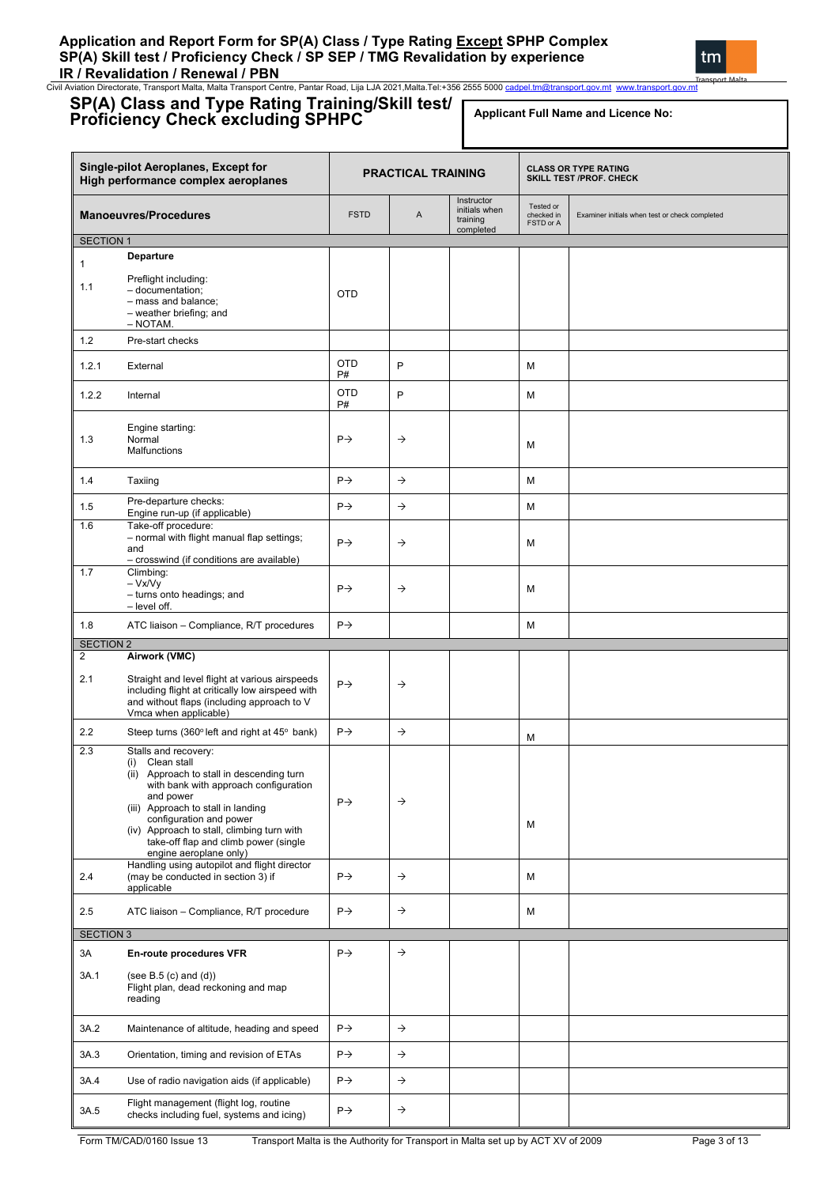# SP(A) Class and Type Rating Training/Skill test/ Proficiency Check excluding SPHPC

**Applicant Full Name and Licence No:**

| | Single-pilot Aeroplanes, Except for High performance complex aeroplanes | PRACTICAL TRAINING | | | CLASS OR TYPE RATING SKILL TEST /PROF. CHECK | |
|---|---|---|---|---|---|---|
| | **Manoeuvres/Procedures** | FSTD | A | Instructor initials when training completed | Tested or checked in FSTD or A | Examiner initials when test or check completed |
| SECTION 1 | | | | | | |
| 1 | **Departure** | | | | | |
| 1.1 | Preflight including: – documentation; – mass and balance; – weather briefing; and – NOTAM. | OTD | | | | |
| 1.2 | Pre-start checks | | | | | |
| 1.2.1 | External | OTD P# | P | | M | |
| 1.2.2 | Internal | OTD P# | P | | M | |
| 1.3 | Engine starting: Normal Malfunctions | P→ | → | | M | |
| 1.4 | Taxiing | P→ | → | | M | |
| 1.5 | Pre-departure checks: Engine run-up (if applicable) | P→ | → | | M | |
| 1.6 | Take-off procedure: – normal with flight manual flap settings; and – crosswind (if conditions are available) | P→ | → | | M | |
| 1.7 | Climbing: – Vx/Vy – turns onto headings; and – level off. | P→ | → | | M | |
| 1.8 | ATC liaison – Compliance, R/T procedures | P→ | | | M | |
| SECTION 2 | | | | | | |
| 2 | **Airwork (VMC)** | | | | | |
| 2.1 | Straight and level flight at various airspeeds including flight at critically low airspeed with and without flaps (including approach to V Vmca when applicable) | P→ | → | | | |
| 2.2 | Steep turns (360º left and right at 45º bank) | P→ | → | | M | |
| 2.3 | Stalls and recovery: (i) Clean stall (ii) Approach to stall in descending turn with bank with approach configuration and power (iii) Approach to stall in landing configuration and power (iv) Approach to stall, climbing turn with take-off flap and climb power (single engine aeroplane only) | P→ | → | | M | |
| 2.4 | Handling using autopilot and flight director (may be conducted in section 3) if applicable | P→ | → | | M | |
| 2.5 | ATC liaison – Compliance, R/T procedure | P→ | → | | M | |
| SECTION 3 | | | | | | |
| 3A | **En-route procedures VFR** | P→ | → | | | |
| 3A.1 | (see B.5 (c) and (d)) Flight plan, dead reckoning and map reading | | | | | |
| 3A.2 | Maintenance of altitude, heading and speed | P→ | → | | | |
| 3A.3 | Orientation, timing and revision of ETAs | P→ | → | | | |
| 3A.4 | Use of radio navigation aids (if applicable) | P→ | → | | | |
| 3A.5 | Flight management (flight log, routine checks including fuel, systems and icing) | P→ | → | | | |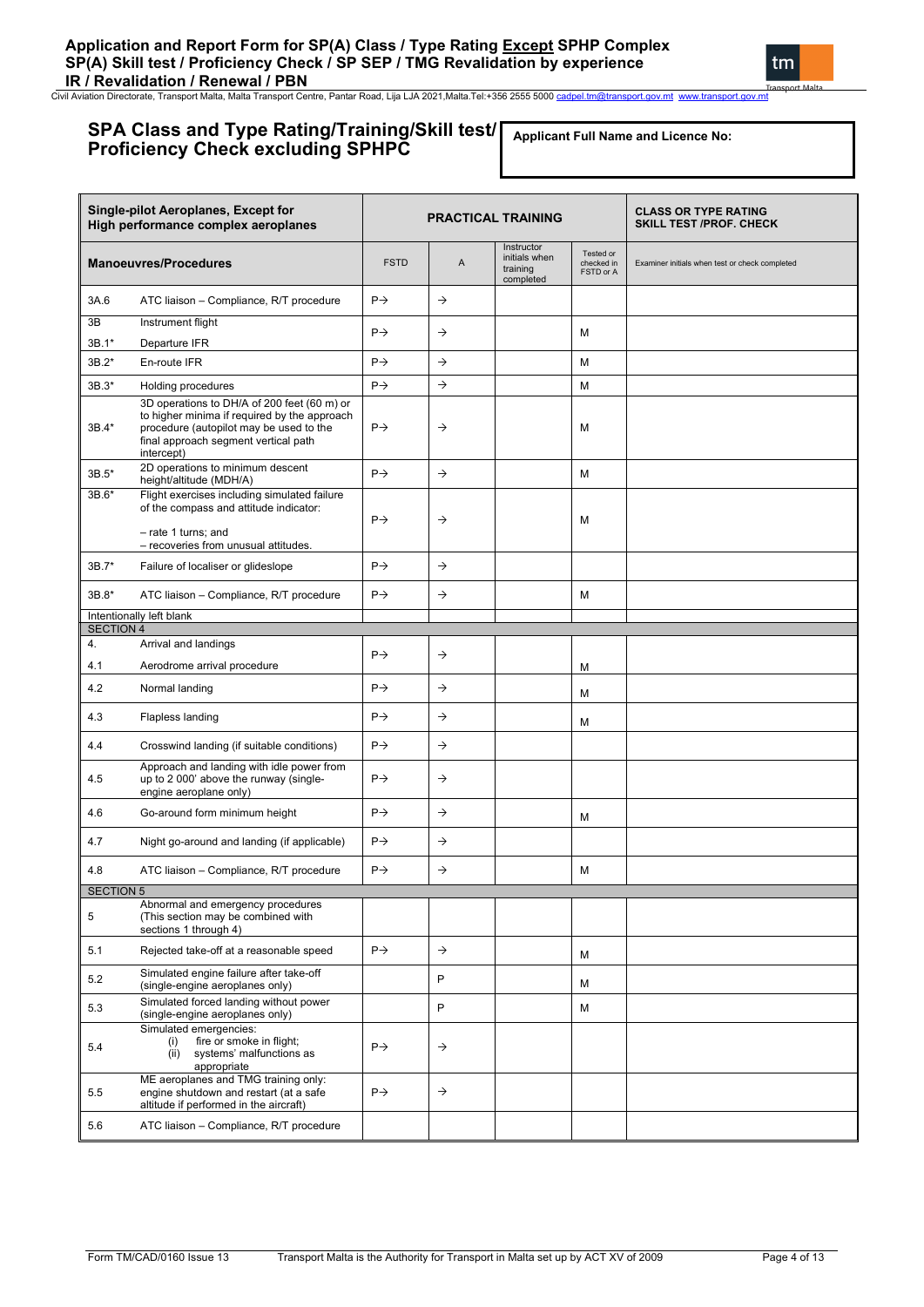## SPA Class and Type Rating/Training/Skill test/ Proficiency Check excluding SPHPC

**Applicant Full Name and Licence No:**

| Single-pilot Aeroplanes, Except for High performance complex aeroplanes | | PRACTICAL TRAINING | | | | CLASS OR TYPE RATING SKILL TEST /PROF. CHECK |
|---|---|---|---|---|---|---|
| **Manoeuvres/Procedures** | | FSTD | A | Instructor initials when training completed | Tested or checked in FSTD or A | Examiner initials when test or check completed |
| 3A.6 | ATC liaison – Compliance, R/T procedure | P→ | → | | | |
| 3B<br>3B.1* | Instrument flight<br>Departure IFR | P→ | → | | M | |
| 3B.2* | En-route IFR | P→ | → | | M | |
| 3B.3* | Holding procedures | P→ | → | | M | |
| 3B.4* | 3D operations to DH/A of 200 feet (60 m) or to higher minima if required by the approach procedure (autopilot may be used to the final approach segment vertical path intercept) | P→ | → | | M | |
| 3B.5* | 2D operations to minimum descent height/altitude (MDH/A) | P→ | → | | M | |
| 3B.6* | Flight exercises including simulated failure of the compass and attitude indicator:<br>– rate 1 turns; and<br>– recoveries from unusual attitudes. | P→ | → | | M | |
| 3B.7* | Failure of localiser or glideslope | P→ | → | | | |
| 3B.8* | ATC liaison – Compliance, R/T procedure | P→ | → | | M | |
| Intentionally left blank | | | | | | |
| **SECTION 4** | | | | | | |
| 4.<br>4.1 | Arrival and landings<br>Aerodrome arrival procedure | P→ | → | | M | |
| 4.2 | Normal landing | P→ | → | | M | |
| 4.3 | Flapless landing | P→ | → | | M | |
| 4.4 | Crosswind landing (if suitable conditions) | P→ | → | | | |
| 4.5 | Approach and landing with idle power from up to 2 000' above the runway (single-engine aeroplane only) | P→ | → | | | |
| 4.6 | Go-around form minimum height | P→ | → | | M | |
| 4.7 | Night go-around and landing (if applicable) | P→ | → | | | |
| 4.8 | ATC liaison – Compliance, R/T procedure | P→ | → | | M | |
| **SECTION 5** | | | | | | |
| 5 | Abnormal and emergency procedures (This section may be combined with sections 1 through 4) | | | | | |
| 5.1 | Rejected take-off at a reasonable speed | P→ | → | | M | |
| 5.2 | Simulated engine failure after take-off (single-engine aeroplanes only) | | P | | M | |
| 5.3 | Simulated forced landing without power (single-engine aeroplanes only) | | P | | M | |
| 5.4 | Simulated emergencies:<br>(i) fire or smoke in flight;<br>(ii) systems' malfunctions as appropriate | P→ | → | | | |
| 5.5 | ME aeroplanes and TMG training only: engine shutdown and restart (at a safe altitude if performed in the aircraft) | P→ | → | | | |
| 5.6 | ATC liaison – Compliance, R/T procedure | | | | | |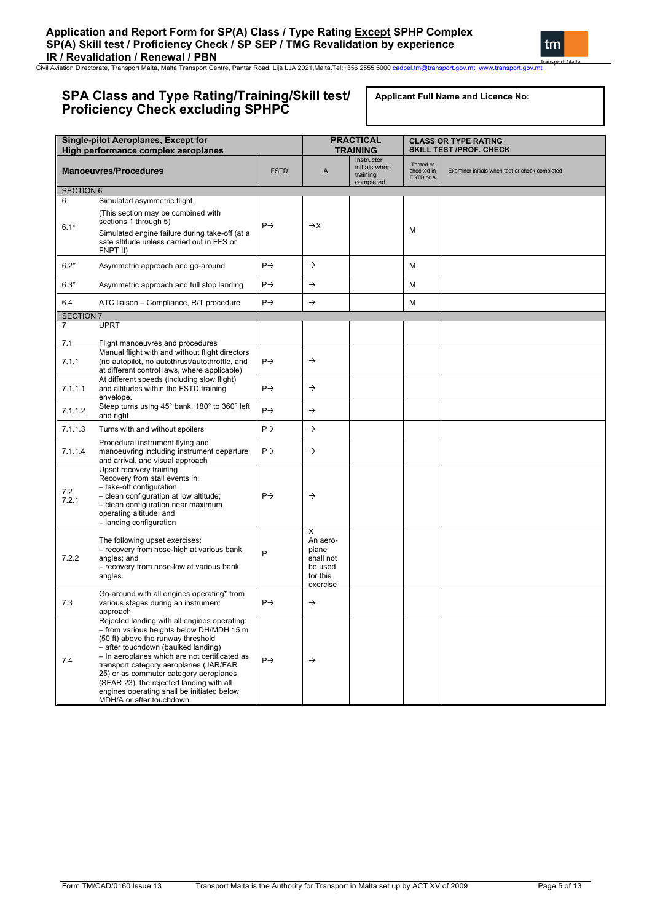## SPA Class and Type Rating/Training/Skill test/ Proficiency Check excluding SPHPC

**Applicant Full Name and Licence No:**

| Single-pilot Aeroplanes, Except for High performance complex aeroplanes | | | PRACTICAL TRAINING | | CLASS OR TYPE RATING SKILL TEST /PROF. CHECK | |
|---|---|---|---|---|---|---|
| **Manoeuvres/Procedures** | | FSTD | A | Instructor initials when training completed | Tested or checked in FSTD or A | Examiner initials when test or check completed |
| SECTION 6 | | | | | | |
| 6 | Simulated asymmetric flight | | | | | |
| 6.1* | (This section may be combined with sections 1 through 5) Simulated engine failure during take-off (at a safe altitude unless carried out in FFS or FNPT II) | P→ | →X | | M | |
| 6.2* | Asymmetric approach and go-around | P→ | → | | M | |
| 6.3* | Asymmetric approach and full stop landing | P→ | → | | M | |
| 6.4 | ATC liaison – Compliance, R/T procedure | P→ | → | | M | |
| SECTION 7 | | | | | | |
| 7 | UPRT | | | | | |
| 7.1 | Flight manoeuvres and procedures | | | | | |
| 7.1.1 | Manual flight with and without flight directors (no autopilot, no autothrust/autothrottle, and at different control laws, where applicable) | P→ | → | | | |
| 7.1.1.1 | At different speeds (including slow flight) and altitudes within the FSTD training envelope. | P→ | → | | | |
| 7.1.1.2 | Steep turns using 45° bank, 180° to 360° left and right | P→ | → | | | |
| 7.1.1.3 | Turns with and without spoilers | P→ | → | | | |
| 7.1.1.4 | Procedural instrument flying and manoeuvring including instrument departure and arrival, and visual approach | P→ | → | | | |
| 7.2<br>7.2.1 | Upset recovery training<br>Recovery from stall events in:<br>– take-off configuration;<br>– clean configuration at low altitude;<br>– clean configuration near maximum operating altitude; and<br>– landing configuration | P→ | → | | | |
| 7.2.2 | The following upset exercises:<br>– recovery from nose-high at various bank angles; and<br>– recovery from nose-low at various bank angles. | P | X<br>An aeroplane shall not be used for this exercise | | | |
| 7.3 | Go-around with all engines operating* from various stages during an instrument approach | P→ | → | | | |
| 7.4 | Rejected landing with all engines operating:<br>– from various heights below DH/MDH 15 m (50 ft) above the runway threshold<br>– after touchdown (baulked landing)<br>– In aeroplanes which are not certificated as transport category aeroplanes (JAR/FAR 25) or as commuter category aeroplanes (SFAR 23), the rejected landing with all engines operating shall be initiated below MDH/A or after touchdown. | P→ | → | | | |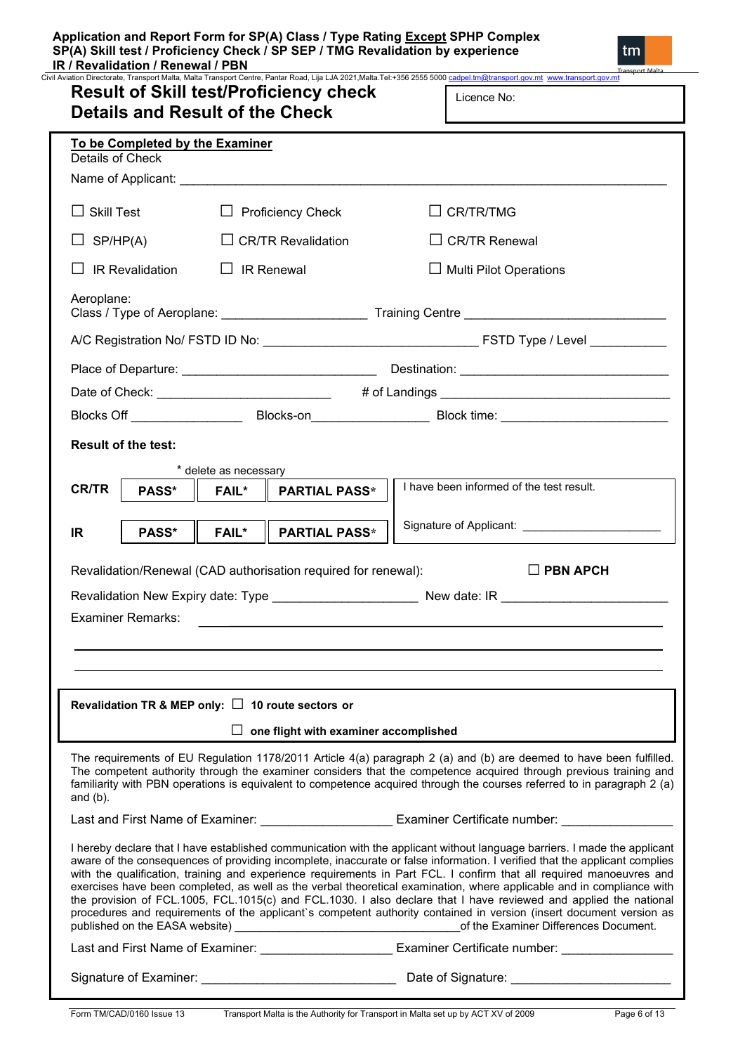# Result of Skill test/Proficiency check
# Details and Result of the Check

Licence No:

**To be Completed by the Examiner**

Details of Check

Name of Applicant: \_\_\_\_\_\_\_\_\_\_\_\_\_\_\_\_\_\_\_\_\_\_\_\_\_\_\_\_\_\_\_\_\_\_\_\_\_\_\_\_\_\_\_\_\_\_\_\_\_\_\_\_\_\_\_\_\_\_\_\_\_\_\_\_\_\_\_\_\_\_\_\_

☐ Skill Test ☐ Proficiency Check ☐ CR/TR/TMG

☐ SP/HP(A) ☐ CR/TR Revalidation ☐ CR/TR Renewal

☐ IR Revalidation ☐ IR Renewal ☐ Multi Pilot Operations

Aeroplane:

Class / Type of Aeroplane: \_\_\_\_\_\_\_\_\_\_\_\_\_\_\_\_\_\_\_\_ Training Centre \_\_\_\_\_\_\_\_\_\_\_\_\_\_\_\_\_\_\_\_\_\_\_\_\_\_\_\_

A/C Registration No/ FSTD ID No: \_\_\_\_\_\_\_\_\_\_\_\_\_\_\_\_\_\_\_\_\_\_\_\_\_\_\_\_\_\_ FSTD Type / Level \_\_\_\_\_\_\_\_\_\_\_

Place of Departure: \_\_\_\_\_\_\_\_\_\_\_\_\_\_\_\_\_\_\_\_\_\_\_\_\_\_\_\_ Destination: \_\_\_\_\_\_\_\_\_\_\_\_\_\_\_\_\_\_\_\_\_\_\_\_\_\_\_\_\_\_\_

Date of Check: \_\_\_\_\_\_\_\_\_\_\_\_\_\_\_\_\_\_\_\_\_\_\_\_\_ # of Landings \_\_\_\_\_\_\_\_\_\_\_\_\_\_\_\_\_\_\_\_\_\_\_\_\_\_\_\_\_\_\_\_\_\_

Blocks Off \_\_\_\_\_\_\_\_\_\_\_\_\_\_\_\_ Blocks-on\_\_\_\_\_\_\_\_\_\_\_\_\_\_\_\_\_ Block time: \_\_\_\_\_\_\_\_\_\_\_\_\_\_\_\_\_\_\_\_\_\_\_\_

**Result of the test:**

\* delete as necessary

| | | | | |
|---|---|---|---|---|
| **CR/TR** | **PASS\*** | **FAIL\*** | **PARTIAL PASS\*** | I have been informed of the test result. |
| **IR** | **PASS\*** | **FAIL\*** | **PARTIAL PASS\*** | Signature of Applicant: \_\_\_\_\_\_\_\_\_\_\_\_\_\_\_\_\_\_\_\_\_\_ |

Revalidation/Renewal (CAD authorisation required for renewal): ☐ **PBN APCH**

Revalidation New Expiry date: Type \_\_\_\_\_\_\_\_\_\_\_\_\_\_\_\_\_\_\_\_\_ New date: IR \_\_\_\_\_\_\_\_\_\_\_\_\_\_\_\_\_\_\_\_\_\_\_\_

Examiner Remarks: \_\_\_\_\_\_\_\_\_\_\_\_\_\_\_\_\_\_\_\_\_\_\_\_\_\_\_\_\_\_\_\_\_\_\_\_\_\_\_\_\_\_\_\_\_\_\_\_\_\_\_\_\_\_\_\_\_\_\_\_\_\_\_\_\_\_\_\_

**Revalidation TR & MEP only:** ☐ **10 route sectors or**

☐ **one flight with examiner accomplished**

The requirements of EU Regulation 1178/2011 Article 4(a) paragraph 2 (a) and (b) are deemed to have been fulfilled. The competent authority through the examiner considers that the competence acquired through previous training and familiarity with PBN operations is equivalent to competence acquired through the courses referred to in paragraph 2 (a) and (b).

Last and First Name of Examiner: \_\_\_\_\_\_\_\_\_\_\_\_\_\_\_\_\_\_\_ Examiner Certificate number: \_\_\_\_\_\_\_\_\_\_\_\_\_\_\_\_

I hereby declare that I have established communication with the applicant without language barriers. I made the applicant aware of the consequences of providing incomplete, inaccurate or false information. I verified that the applicant complies with the qualification, training and experience requirements in Part FCL. I confirm that all required manoeuvres and exercises have been completed, as well as the verbal theoretical examination, where applicable and in compliance with the provision of FCL.1005, FCL.1015(c) and FCL.1030. I also declare that I have reviewed and applied the national procedures and requirements of the applicant`s competent authority contained in version (insert document version as published on the EASA website) \_\_\_\_\_\_\_\_\_\_\_\_\_\_\_\_\_\_\_\_\_\_\_\_\_\_\_\_\_\_\_\_\_\_of the Examiner Differences Document.

Last and First Name of Examiner: \_\_\_\_\_\_\_\_\_\_\_\_\_\_\_\_\_\_\_ Examiner Certificate number: \_\_\_\_\_\_\_\_\_\_\_\_\_\_\_\_

Signature of Examiner: \_\_\_\_\_\_\_\_\_\_\_\_\_\_\_\_\_\_\_\_\_\_\_\_\_\_\_\_ Date of Signature: \_\_\_\_\_\_\_\_\_\_\_\_\_\_\_\_\_\_\_\_\_\_\_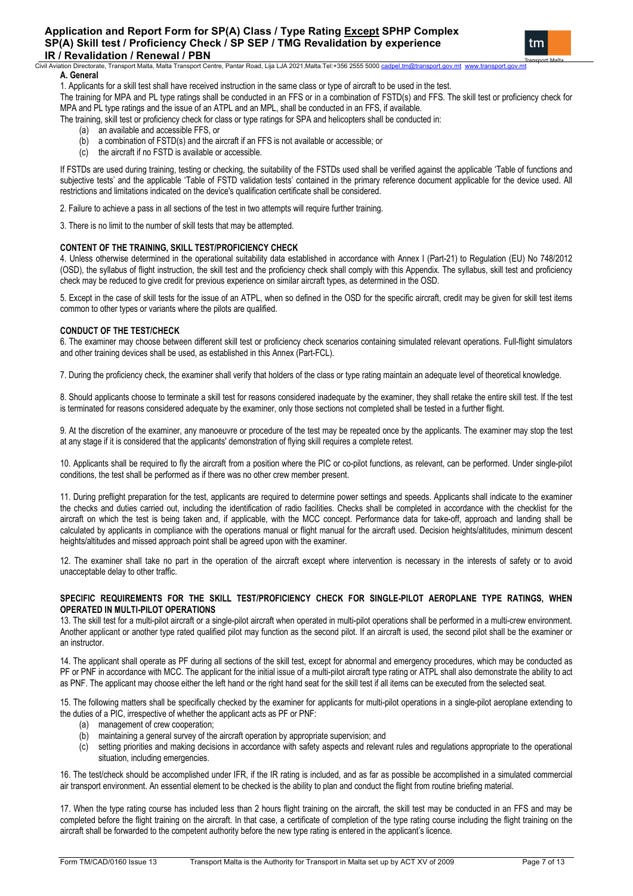### A. General

1. Applicants for a skill test shall have received instruction in the same class or type of aircraft to be used in the test.

The training for MPA and PL type ratings shall be conducted in an FFS or in a combination of FSTD(s) and FFS. The skill test or proficiency check for MPA and PL type ratings and the issue of an ATPL and an MPL, shall be conducted in an FFS, if available.

The training, skill test or proficiency check for class or type ratings for SPA and helicopters shall be conducted in:

- (a) an available and accessible FFS, or
- (b) a combination of FSTD(s) and the aircraft if an FFS is not available or accessible; or
- (c) the aircraft if no FSTD is available or accessible.

If FSTDs are used during training, testing or checking, the suitability of the FSTDs used shall be verified against the applicable 'Table of functions and subjective tests' and the applicable 'Table of FSTD validation tests' contained in the primary reference document applicable for the device used. All restrictions and limitations indicated on the device's qualification certificate shall be considered.

2. Failure to achieve a pass in all sections of the test in two attempts will require further training.

3. There is no limit to the number of skill tests that may be attempted.

### CONTENT OF THE TRAINING, SKILL TEST/PROFICIENCY CHECK

4. Unless otherwise determined in the operational suitability data established in accordance with Annex I (Part-21) to Regulation (EU) No 748/2012 (OSD), the syllabus of flight instruction, the skill test and the proficiency check shall comply with this Appendix. The syllabus, skill test and proficiency check may be reduced to give credit for previous experience on similar aircraft types, as determined in the OSD.

5. Except in the case of skill tests for the issue of an ATPL, when so defined in the OSD for the specific aircraft, credit may be given for skill test items common to other types or variants where the pilots are qualified.

### CONDUCT OF THE TEST/CHECK

6. The examiner may choose between different skill test or proficiency check scenarios containing simulated relevant operations. Full-flight simulators and other training devices shall be used, as established in this Annex (Part-FCL).

7. During the proficiency check, the examiner shall verify that holders of the class or type rating maintain an adequate level of theoretical knowledge.

8. Should applicants choose to terminate a skill test for reasons considered inadequate by the examiner, they shall retake the entire skill test. If the test is terminated for reasons considered adequate by the examiner, only those sections not completed shall be tested in a further flight.

9. At the discretion of the examiner, any manoeuvre or procedure of the test may be repeated once by the applicants. The examiner may stop the test at any stage if it is considered that the applicants' demonstration of flying skill requires a complete retest.

10. Applicants shall be required to fly the aircraft from a position where the PIC or co-pilot functions, as relevant, can be performed. Under single-pilot conditions, the test shall be performed as if there was no other crew member present.

11. During preflight preparation for the test, applicants are required to determine power settings and speeds. Applicants shall indicate to the examiner the checks and duties carried out, including the identification of radio facilities. Checks shall be completed in accordance with the checklist for the aircraft on which the test is being taken and, if applicable, with the MCC concept. Performance data for take-off, approach and landing shall be calculated by applicants in compliance with the operations manual or flight manual for the aircraft used. Decision heights/altitudes, minimum descent heights/altitudes and missed approach point shall be agreed upon with the examiner.

12. The examiner shall take no part in the operation of the aircraft except where intervention is necessary in the interests of safety or to avoid unacceptable delay to other traffic.

### SPECIFIC REQUIREMENTS FOR THE SKILL TEST/PROFICIENCY CHECK FOR SINGLE-PILOT AEROPLANE TYPE RATINGS, WHEN OPERATED IN MULTI-PILOT OPERATIONS

13. The skill test for a multi-pilot aircraft or a single-pilot aircraft when operated in multi-pilot operations shall be performed in a multi-crew environment. Another applicant or another type rated qualified pilot may function as the second pilot. If an aircraft is used, the second pilot shall be the examiner or an instructor.

14. The applicant shall operate as PF during all sections of the skill test, except for abnormal and emergency procedures, which may be conducted as PF or PNF in accordance with MCC. The applicant for the initial issue of a multi-pilot aircraft type rating or ATPL shall also demonstrate the ability to act as PNF. The applicant may choose either the left hand or the right hand seat for the skill test if all items can be executed from the selected seat.

15. The following matters shall be specifically checked by the examiner for applicants for multi-pilot operations in a single-pilot aeroplane extending to the duties of a PIC, irrespective of whether the applicant acts as PF or PNF:

- (a) management of crew cooperation;
- (b) maintaining a general survey of the aircraft operation by appropriate supervision; and
- (c) setting priorities and making decisions in accordance with safety aspects and relevant rules and regulations appropriate to the operational situation, including emergencies.

16. The test/check should be accomplished under IFR, if the IR rating is included, and as far as possible be accomplished in a simulated commercial air transport environment. An essential element to be checked is the ability to plan and conduct the flight from routine briefing material.

17. When the type rating course has included less than 2 hours flight training on the aircraft, the skill test may be conducted in an FFS and may be completed before the flight training on the aircraft. In that case, a certificate of completion of the type rating course including the flight training on the aircraft shall be forwarded to the competent authority before the new type rating is entered in the applicant's licence.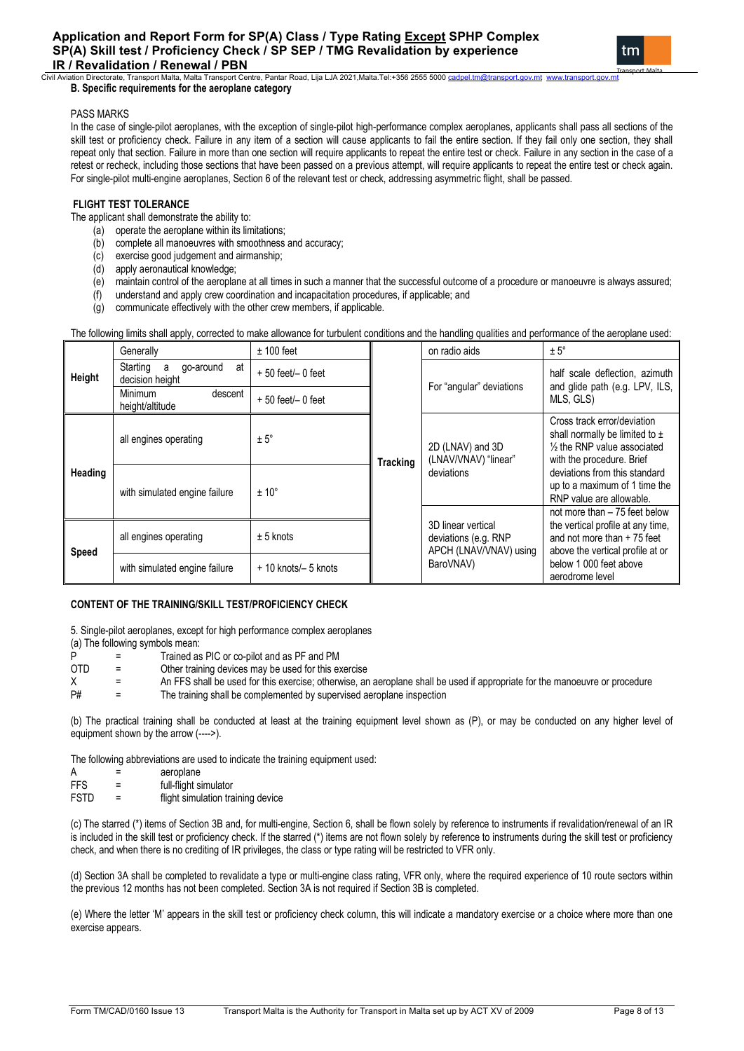**B. Specific requirements for the aeroplane category**

PASS MARKS

In the case of single-pilot aeroplanes, with the exception of single-pilot high-performance complex aeroplanes, applicants shall pass all sections of the skill test or proficiency check. Failure in any item of a section will cause applicants to fail the entire section. If they fail only one section, they shall repeat only that section. Failure in more than one section will require applicants to repeat the entire test or check. Failure in any section in the case of a retest or recheck, including those sections that have been passed on a previous attempt, will require applicants to repeat the entire test or check again. For single-pilot multi-engine aeroplanes, Section 6 of the relevant test or check, addressing asymmetric flight, shall be passed.

**FLIGHT TEST TOLERANCE**

The applicant shall demonstrate the ability to:

(a) operate the aeroplane within its limitations;
(b) complete all manoeuvres with smoothness and accuracy;
(c) exercise good judgement and airmanship;
(d) apply aeronautical knowledge;
(e) maintain control of the aeroplane at all times in such a manner that the successful outcome of a procedure or manoeuvre is always assured;
(f) understand and apply crew coordination and incapacitation procedures, if applicable; and
(g) communicate effectively with the other crew members, if applicable.

The following limits shall apply, corrected to make allowance for turbulent conditions and the handling qualities and performance of the aeroplane used:

| | | | | | |
|---|---|---|---|---|---|
| **Height** | Generally | ± 100 feet | **Tracking** | on radio aids | ± 5° |
| | Starting a go-around at decision height | + 50 feet/– 0 feet | | For "angular" deviations | half scale deflection, azimuth and glide path (e.g. LPV, ILS, MLS, GLS) |
| | Minimum descent height/altitude | + 50 feet/– 0 feet | | | |
| **Heading** | all engines operating | ± 5° | | 2D (LNAV) and 3D (LNAV/VNAV) "linear" deviations | Cross track error/deviation shall normally be limited to ± ½ the RNP value associated with the procedure. Brief deviations from this standard up to a maximum of 1 time the RNP value are allowable. |
| | with simulated engine failure | ± 10° | | | |
| **Speed** | all engines operating | ± 5 knots | | 3D linear vertical deviations (e.g. RNP APCH (LNAV/VNAV) using BaroVNAV) | not more than – 75 feet below the vertical profile at any time, and not more than + 75 feet above the vertical profile at or below 1 000 feet above aerodrome level |
| | with simulated engine failure | + 10 knots/– 5 knots | | | |

**CONTENT OF THE TRAINING/SKILL TEST/PROFICIENCY CHECK**

5. Single-pilot aeroplanes, except for high performance complex aeroplanes

(a) The following symbols mean:

| | | |
|---|---|---|
| P | = | Trained as PIC or co-pilot and as PF and PM |
| OTD | = | Other training devices may be used for this exercise |
| X | = | An FFS shall be used for this exercise; otherwise, an aeroplane shall be used if appropriate for the manoeuvre or procedure |
| P# | = | The training shall be complemented by supervised aeroplane inspection |

(b) The practical training shall be conducted at least at the training equipment level shown as (P), or may be conducted on any higher level of equipment shown by the arrow (---->).

The following abbreviations are used to indicate the training equipment used:

| | | |
|---|---|---|
| A | = | aeroplane |
| FFS | = | full-flight simulator |
| FSTD | = | flight simulation training device |

(c) The starred (*) items of Section 3B and, for multi-engine, Section 6, shall be flown solely by reference to instruments if revalidation/renewal of an IR is included in the skill test or proficiency check. If the starred (*) items are not flown solely by reference to instruments during the skill test or proficiency check, and when there is no crediting of IR privileges, the class or type rating will be restricted to VFR only.

(d) Section 3A shall be completed to revalidate a type or multi-engine class rating, VFR only, where the required experience of 10 route sectors within the previous 12 months has not been completed. Section 3A is not required if Section 3B is completed.

(e) Where the letter 'M' appears in the skill test or proficiency check column, this will indicate a mandatory exercise or a choice where more than one exercise appears.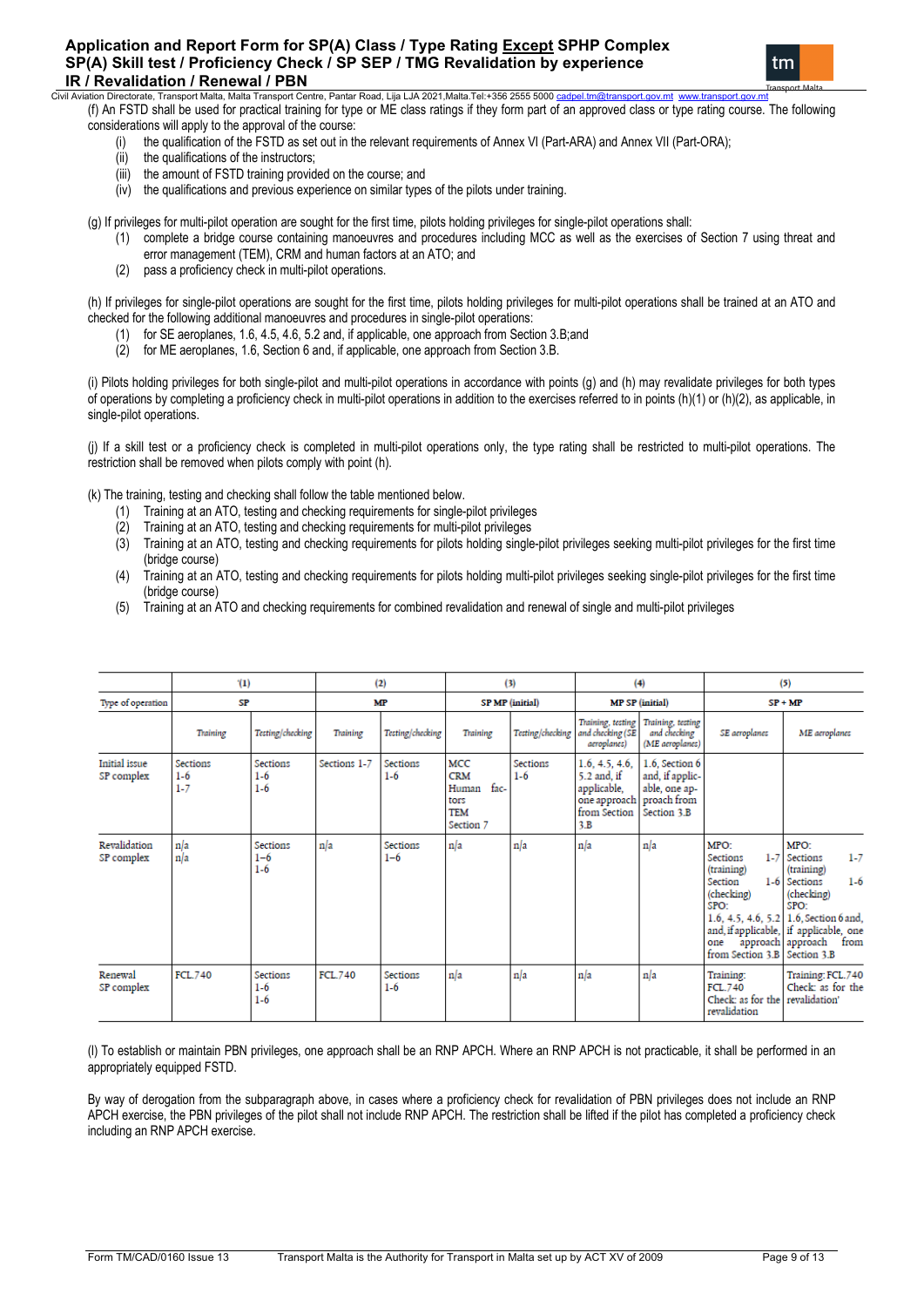(f) An FSTD shall be used for practical training for type or ME class ratings if they form part of an approved class or type rating course. The following considerations will apply to the approval of the course:

- (i) the qualification of the FSTD as set out in the relevant requirements of Annex VI (Part-ARA) and Annex VII (Part-ORA);
- (ii) the qualifications of the instructors;
- (iii) the amount of FSTD training provided on the course; and
- (iv) the qualifications and previous experience on similar types of the pilots under training.

(g) If privileges for multi-pilot operation are sought for the first time, pilots holding privileges for single-pilot operations shall:

- (1) complete a bridge course containing manoeuvres and procedures including MCC as well as the exercises of Section 7 using threat and error management (TEM), CRM and human factors at an ATO; and
- (2) pass a proficiency check in multi-pilot operations.

(h) If privileges for single-pilot operations are sought for the first time, pilots holding privileges for multi-pilot operations shall be trained at an ATO and checked for the following additional manoeuvres and procedures in single-pilot operations:

- (1) for SE aeroplanes, 1.6, 4.5, 4.6, 5.2 and, if applicable, one approach from Section 3.B;and
- (2) for ME aeroplanes, 1.6, Section 6 and, if applicable, one approach from Section 3.B.

(i) Pilots holding privileges for both single-pilot and multi-pilot operations in accordance with points (g) and (h) may revalidate privileges for both types of operations by completing a proficiency check in multi-pilot operations in addition to the exercises referred to in points (h)(1) or (h)(2), as applicable, in single-pilot operations.

(j) If a skill test or a proficiency check is completed in multi-pilot operations only, the type rating shall be restricted to multi-pilot operations. The restriction shall be removed when pilots comply with point (h).

(k) The training, testing and checking shall follow the table mentioned below.

- (1) Training at an ATO, testing and checking requirements for single-pilot privileges
- (2) Training at an ATO, testing and checking requirements for multi-pilot privileges
- (3) Training at an ATO, testing and checking requirements for pilots holding single-pilot privileges seeking multi-pilot privileges for the first time (bridge course)
- (4) Training at an ATO, testing and checking requirements for pilots holding multi-pilot privileges seeking single-pilot privileges for the first time (bridge course)
- (5) Training at an ATO and checking requirements for combined revalidation and renewal of single and multi-pilot privileges

| | (1) | | (2) | | (3) | | (4) | | (5) | |
|---|---|---|---|---|---|---|---|---|---|---|
| Type of operation | SP | | MP | | SP MP (initial) | | MP SP (initial) | | SP + MP | |
| | *Training* | *Testing/checking* | *Training* | *Testing/checking* | *Training* | *Testing/checking* | *Training, testing and checking (SE aeroplanes)* | *Training, testing and checking (ME aeroplanes)* | *SE aeroplanes* | *ME aeroplanes* |
| Initial issue SP complex | Sections 1-6 1-7 | Sections 1-6 1-6 | Sections 1-7 | Sections 1-6 | MCC CRM Human factors TEM Section 7 | Sections 1-6 | 1.6, 4.5, 4.6, 5.2 and, if applicable, one approach from Section 3.B | 1.6, Section 6 and, if applicable, one approach from Section 3.B | | |
| Revalidation SP complex | n/a n/a | Sections 1–6 1-6 | n/a | Sections 1–6 | n/a | n/a | n/a | n/a | MPO: Sections 1-7 (training) Section 1-6 (checking) SPO: 1.6, 4.5, 4.6, 5.2 and, if applicable, one approach from Section 3.B | MPO: Sections 1-7 (training) Sections 1-6 (checking) SPO: 1.6, Section 6 and, if applicable, one approach from Section 3.B |
| Renewal SP complex | FCL.740 | Sections 1-6 1-6 | FCL.740 | Sections 1-6 | n/a | n/a | n/a | n/a | Training: FCL.740 Check: as for the revalidation | Training: FCL.740 Check: as for the revalidation' |

(l) To establish or maintain PBN privileges, one approach shall be an RNP APCH. Where an RNP APCH is not practicable, it shall be performed in an appropriately equipped FSTD.

By way of derogation from the subparagraph above, in cases where a proficiency check for revalidation of PBN privileges does not include an RNP APCH exercise, the PBN privileges of the pilot shall not include RNP APCH. The restriction shall be lifted if the pilot has completed a proficiency check including an RNP APCH exercise.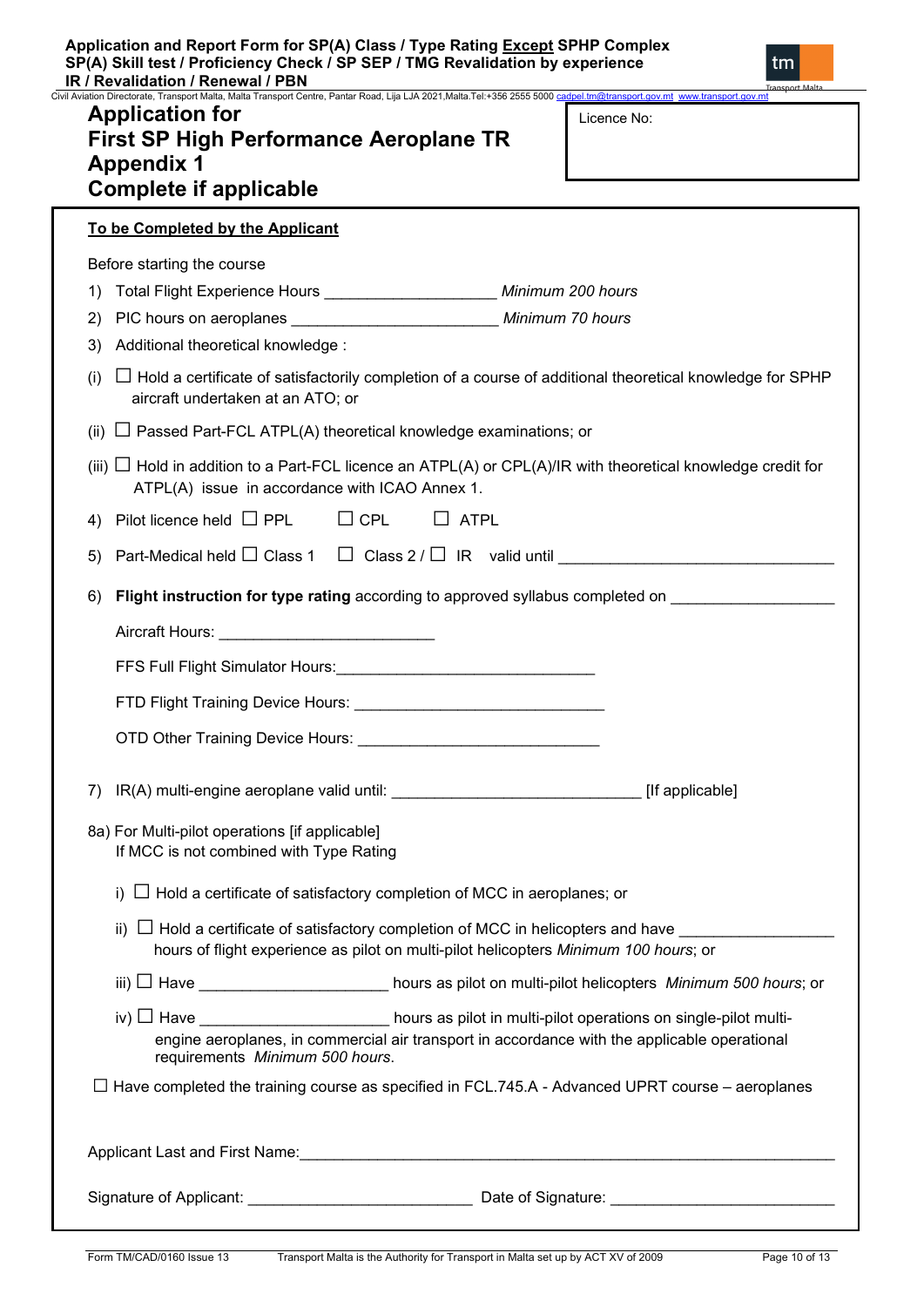# Application for First SP High Performance Aeroplane TR Appendix 1 Complete if applicable

Licence No:

**To be Completed by the Applicant**

Before starting the course

1) Total Flight Experience Hours ____________________ *Minimum 200 hours*
2) PIC hours on aeroplanes ________________________ *Minimum 70 hours*
3) Additional theoretical knowledge :

(i) ☐ Hold a certificate of satisfactorily completion of a course of additional theoretical knowledge for SPHP aircraft undertaken at an ATO; or

(ii) ☐ Passed Part-FCL ATPL(A) theoretical knowledge examinations; or

(iii) ☐ Hold in addition to a Part-FCL licence an ATPL(A) or CPL(A)/IR with theoretical knowledge credit for ATPL(A) issue in accordance with ICAO Annex 1.

4) Pilot licence held ☐ PPL ☐ CPL ☐ ATPL

5) Part-Medical held ☐ Class 1 ☐ Class 2 / ☐ IR valid until ________________________________

6) **Flight instruction for type rating** according to approved syllabus completed on __________________

Aircraft Hours: _________________________

FFS Full Flight Simulator Hours:______________________________

FTD Flight Training Device Hours: _____________________________

OTD Other Training Device Hours: ____________________________

7) IR(A) multi-engine aeroplane valid until: ____________________________ [If applicable]

8a) For Multi-pilot operations [if applicable]
If MCC is not combined with Type Rating

i) ☐ Hold a certificate of satisfactory completion of MCC in aeroplanes; or

ii) ☐ Hold a certificate of satisfactory completion of MCC in helicopters and have _________________ hours of flight experience as pilot on multi-pilot helicopters *Minimum 100 hours*; or

iii) ☐ Have _____________________ hours as pilot on multi-pilot helicopters *Minimum 500 hours*; or

iv) ☐ Have _____________________ hours as pilot in multi-pilot operations on single-pilot multi-engine aeroplanes, in commercial air transport in accordance with the applicable operational requirements *Minimum 500 hours*.

☐ Have completed the training course as specified in FCL.745.A - Advanced UPRT course – aeroplanes

Applicant Last and First Name:_______________________________________________________________

Signature of Applicant: __________________________ Date of Signature: __________________________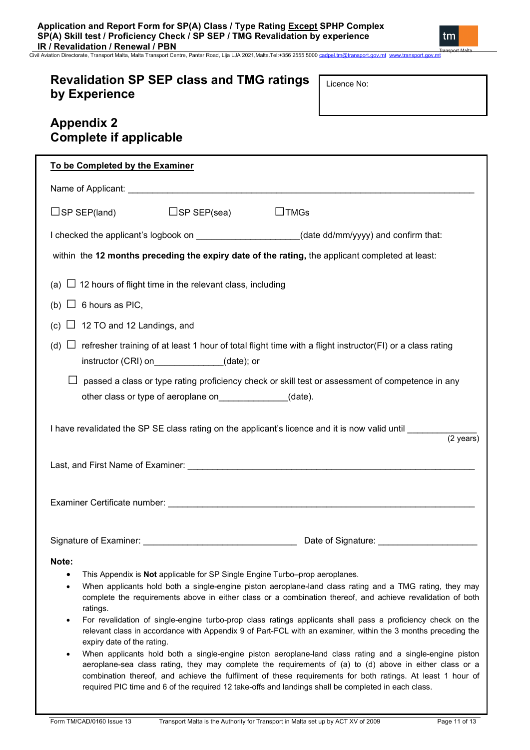# Revalidation SP SEP class and TMG ratings by Experience

Licence No:

## Appendix 2
## Complete if applicable

**To be Completed by the Examiner**

Name of Applicant: ___________________________________________________________________

☐SP SEP(land)　　　☐SP SEP(sea)　　　☐TMGs

I checked the applicant's logbook on ____________________(date dd/mm/yyyy) and confirm that:

within the **12 months preceding the expiry date of the rating,** the applicant completed at least:

(a) ☐ 12 hours of flight time in the relevant class, including

(b) ☐ 6 hours as PIC,

(c) ☐ 12 TO and 12 Landings, and

(d) ☐ refresher training of at least 1 hour of total flight time with a flight instructor(FI) or a class rating instructor (CRI) on_____________(date); or

☐ passed a class or type rating proficiency check or skill test or assessment of competence in any other class or type of aeroplane on_____________(date).

I have revalidated the SP SE class rating on the applicant's licence and it is now valid until _____________ (2 years)

Last, and First Name of Examiner: ____________________________________________________________

Examiner Certificate number: ________________________________________________________________

Signature of Examiner: ______________________________ Date of Signature: ___________________

**Note:**

- This Appendix is **Not** applicable for SP Single Engine Turbo–prop aeroplanes.
- When applicants hold both a single-engine piston aeroplane-land class rating and a TMG rating, they may complete the requirements above in either class or a combination thereof, and achieve revalidation of both ratings.
- For revalidation of single-engine turbo-prop class ratings applicants shall pass a proficiency check on the relevant class in accordance with Appendix 9 of Part-FCL with an examiner, within the 3 months preceding the expiry date of the rating.
- When applicants hold both a single-engine piston aeroplane-land class rating and a single-engine piston aeroplane-sea class rating, they may complete the requirements of (a) to (d) above in either class or a combination thereof, and achieve the fulfilment of these requirements for both ratings. At least 1 hour of required PIC time and 6 of the required 12 take-offs and landings shall be completed in each class.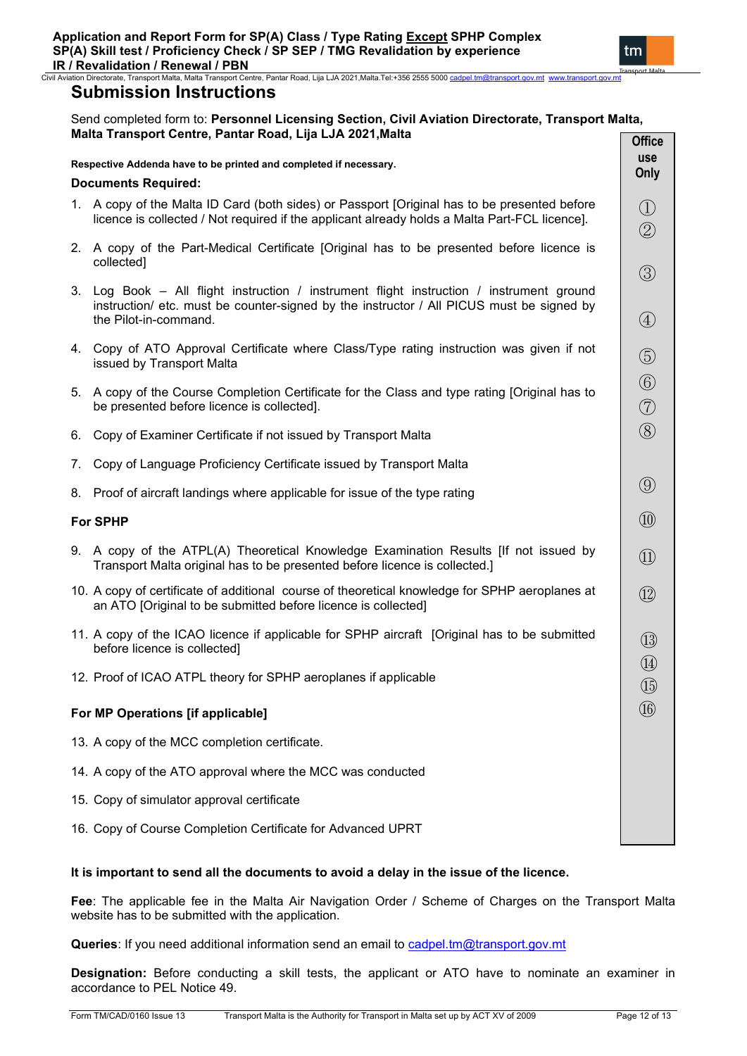# Submission Instructions

Send completed form to: **Personnel Licensing Section, Civil Aviation Directorate, Transport Malta, Malta Transport Centre, Pantar Road, Lija LJA 2021,Malta**

**Respective Addenda have to be printed and completed if necessary.**

**Documents Required:**

1. A copy of the Malta ID Card (both sides) or Passport [Original has to be presented before licence is collected / Not required if the applicant already holds a Malta Part-FCL licence].
2. A copy of the Part-Medical Certificate [Original has to be presented before licence is collected]
3. Log Book – All flight instruction / instrument flight instruction / instrument ground instruction/ etc. must be counter-signed by the instructor / All PICUS must be signed by the Pilot-in-command.
4. Copy of ATO Approval Certificate where Class/Type rating instruction was given if not issued by Transport Malta
5. A copy of the Course Completion Certificate for the Class and type rating [Original has to be presented before licence is collected].
6. Copy of Examiner Certificate if not issued by Transport Malta
7. Copy of Language Proficiency Certificate issued by Transport Malta
8. Proof of aircraft landings where applicable for issue of the type rating

**For SPHP**

9. A copy of the ATPL(A) Theoretical Knowledge Examination Results [If not issued by Transport Malta original has to be presented before licence is collected.]
10. A copy of certificate of additional course of theoretical knowledge for SPHP aeroplanes at an ATO [Original to be submitted before licence is collected]
11. A copy of the ICAO licence if applicable for SPHP aircraft [Original has to be submitted before licence is collected]
12. Proof of ICAO ATPL theory for SPHP aeroplanes if applicable

**For MP Operations [if applicable]**

13. A copy of the MCC completion certificate.
14. A copy of the ATO approval where the MCC was conducted
15. Copy of simulator approval certificate
16. Copy of Course Completion Certificate for Advanced UPRT

| Office use Only |
|---|
| ① |
| ② |
| ③ |
| ④ |
| ⑤ |
| ⑥ |
| ⑦ |
| ⑧ |
| ⑨ |
| ⑩ |
| ⑪ |
| ⑫ |
| ⑬ |
| ⑭ |
| ⑮ |
| ⑯ |

**It is important to send all the documents to avoid a delay in the issue of the licence.**

**Fee**: The applicable fee in the Malta Air Navigation Order / Scheme of Charges on the Transport Malta website has to be submitted with the application.

**Queries**: If you need additional information send an email to cadpel.tm@transport.gov.mt

**Designation:** Before conducting a skill tests, the applicant or ATO have to nominate an examiner in accordance to PEL Notice 49.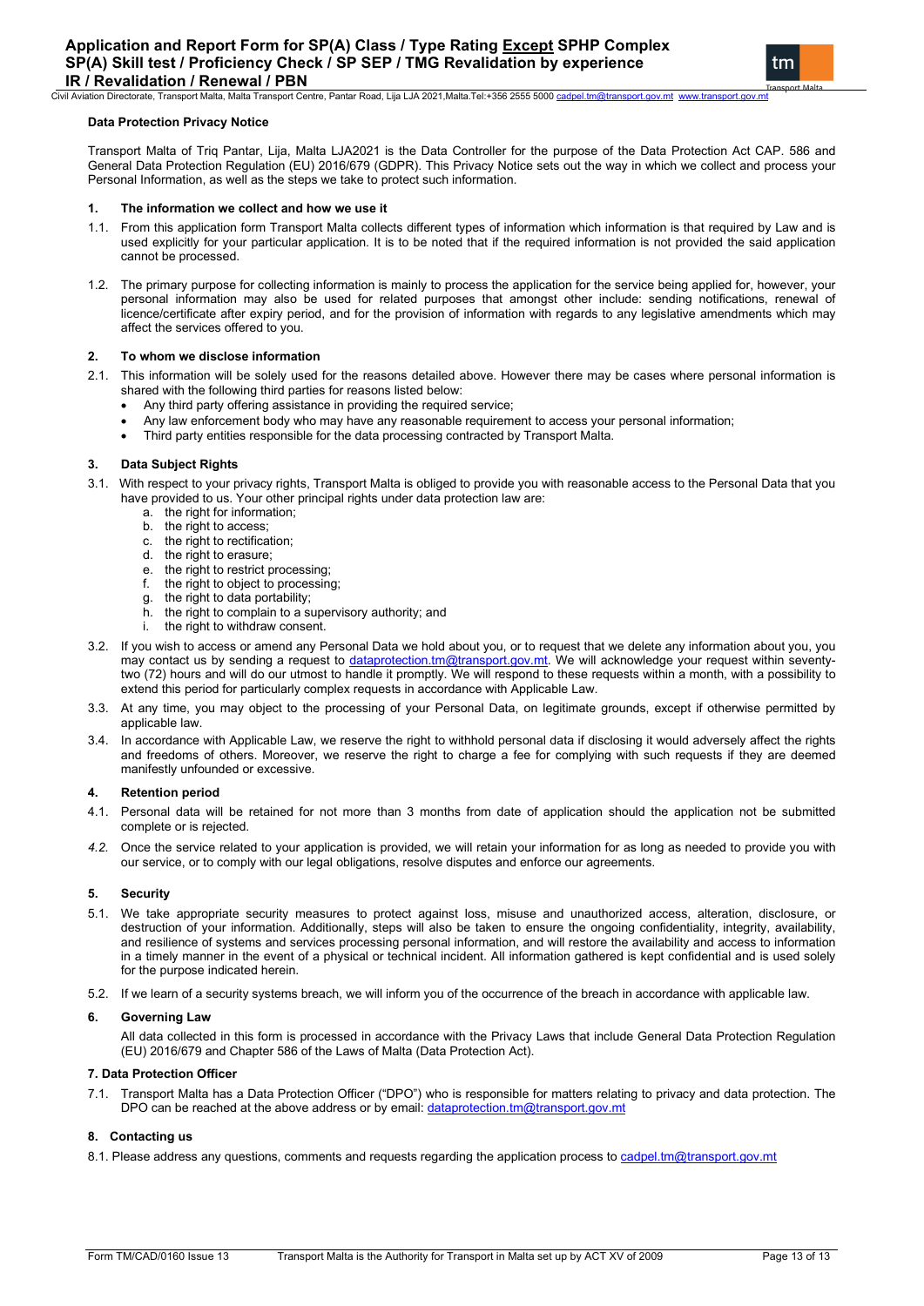## Data Protection Privacy Notice

Transport Malta of Triq Pantar, Lija, Malta LJA2021 is the Data Controller for the purpose of the Data Protection Act CAP. 586 and General Data Protection Regulation (EU) 2016/679 (GDPR). This Privacy Notice sets out the way in which we collect and process your Personal Information, as well as the steps we take to protect such information.

### 1. The information we collect and how we use it

1.1. From this application form Transport Malta collects different types of information which information is that required by Law and is used explicitly for your particular application. It is to be noted that if the required information is not provided the said application cannot be processed.

1.2. The primary purpose for collecting information is mainly to process the application for the service being applied for, however, your personal information may also be used for related purposes that amongst other include: sending notifications, renewal of licence/certificate after expiry period, and for the provision of information with regards to any legislative amendments which may affect the services offered to you.

### 2. To whom we disclose information

2.1. This information will be solely used for the reasons detailed above. However there may be cases where personal information is shared with the following third parties for reasons listed below:

- Any third party offering assistance in providing the required service;
- Any law enforcement body who may have any reasonable requirement to access your personal information;
- Third party entities responsible for the data processing contracted by Transport Malta.

### 3. Data Subject Rights

3.1. With respect to your privacy rights, Transport Malta is obliged to provide you with reasonable access to the Personal Data that you have provided to us. Your other principal rights under data protection law are:

a. the right for information;
b. the right to access;
c. the right to rectification;
d. the right to erasure;
e. the right to restrict processing;
f. the right to object to processing;
g. the right to data portability;
h. the right to complain to a supervisory authority; and
i. the right to withdraw consent.

3.2. If you wish to access or amend any Personal Data we hold about you, or to request that we delete any information about you, you may contact us by sending a request to dataprotection.tm@transport.gov.mt. We will acknowledge your request within seventy-two (72) hours and will do our utmost to handle it promptly. We will respond to these requests within a month, with a possibility to extend this period for particularly complex requests in accordance with Applicable Law.

3.3. At any time, you may object to the processing of your Personal Data, on legitimate grounds, except if otherwise permitted by applicable law.

3.4. In accordance with Applicable Law, we reserve the right to withhold personal data if disclosing it would adversely affect the rights and freedoms of others. Moreover, we reserve the right to charge a fee for complying with such requests if they are deemed manifestly unfounded or excessive.

### 4. Retention period

4.1. Personal data will be retained for not more than 3 months from date of application should the application not be submitted complete or is rejected.

*4.2.* Once the service related to your application is provided, we will retain your information for as long as needed to provide you with our service, or to comply with our legal obligations, resolve disputes and enforce our agreements.

### 5. Security

5.1. We take appropriate security measures to protect against loss, misuse and unauthorized access, alteration, disclosure, or destruction of your information. Additionally, steps will also be taken to ensure the ongoing confidentiality, integrity, availability, and resilience of systems and services processing personal information, and will restore the availability and access to information in a timely manner in the event of a physical or technical incident. All information gathered is kept confidential and is used solely for the purpose indicated herein.

5.2. If we learn of a security systems breach, we will inform you of the occurrence of the breach in accordance with applicable law.

### 6. Governing Law

All data collected in this form is processed in accordance with the Privacy Laws that include General Data Protection Regulation (EU) 2016/679 and Chapter 586 of the Laws of Malta (Data Protection Act).

### 7. Data Protection Officer

7.1. Transport Malta has a Data Protection Officer ("DPO") who is responsible for matters relating to privacy and data protection. The DPO can be reached at the above address or by email: dataprotection.tm@transport.gov.mt

### 8. Contacting us

8.1. Please address any questions, comments and requests regarding the application process to cadpel.tm@transport.gov.mt